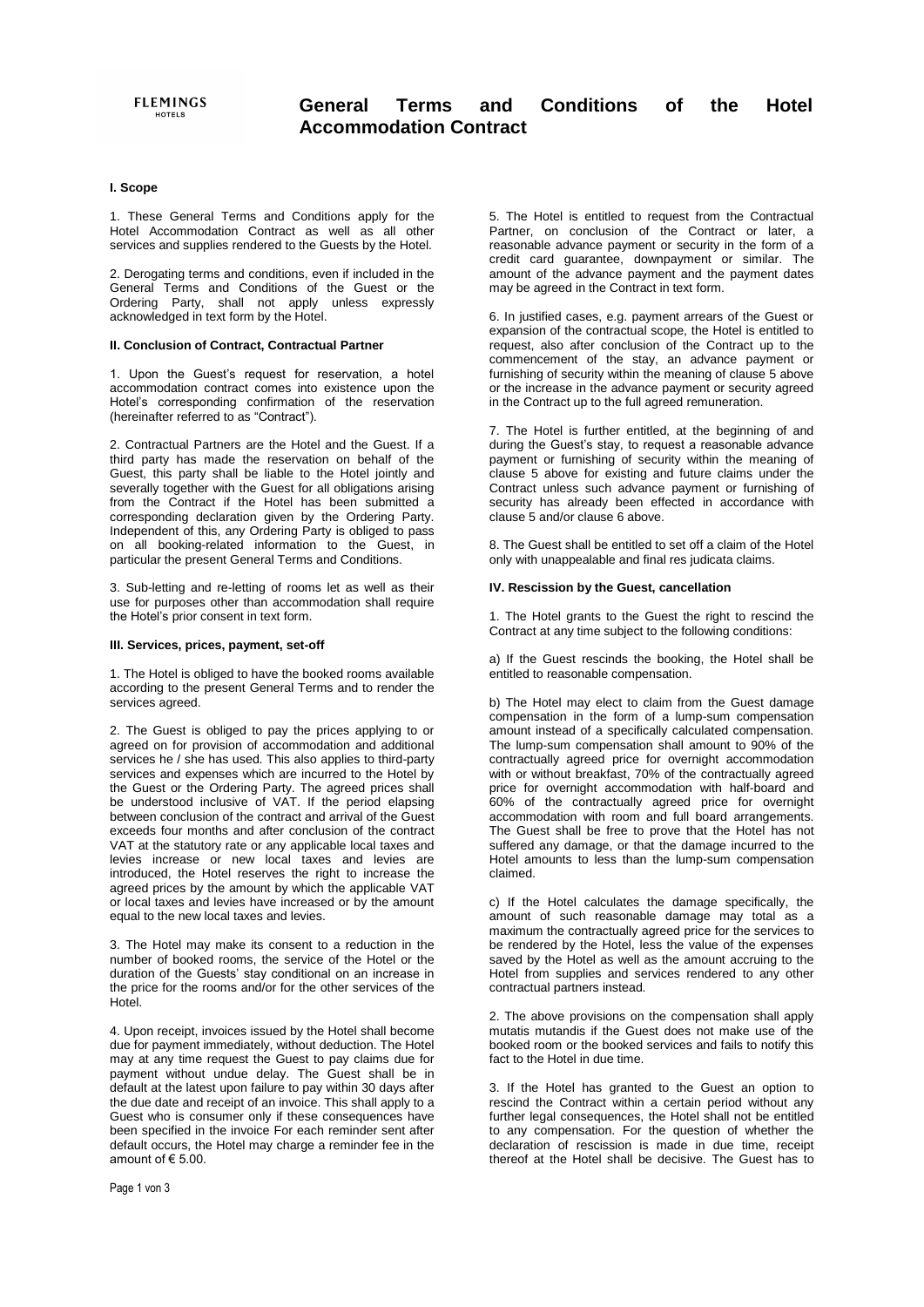FLEMINGS HOTELS

# General Terms and Conditions of the Hotel Accommodation Contract

### I. Scope

1. These General Terms and Conditions apply for the Hotel Accommodation Contract as well as all other services and supplies rendered to the Guests by the Hotel.

2. Derogating terms and conditions, even if included in the General Terms and Conditions of the Guest or the Ordering Party, shall not apply unless expressly acknowledged in text form by the Hotel.

### II. Conclusion of Contract, Contractual Partner

1. Upon the Guest's request for reservation, a hotel accommodation contract comes into existence upon the Hotel's corresponding confirmation of the reservation (hereinafter referred to as "Contract").

2. Contractual Partners are the Hotel and the Guest. If a third party has made the reservation on behalf of the Guest, this party shall be liable to the Hotel jointly and severally together with the Guest for all obligations arising from the Contract if the Hotel has been submitted a corresponding declaration given by the Ordering Party. Independent of this, any Ordering Party is obliged to pass on all booking-related information to the Guest, in particular the present General Terms and Conditions.

3. Sub-letting and re-letting of rooms let as well as their use for purposes other than accommodation shall require the Hotel's prior consent in text form.

### III. Services, prices, payment, set-off

1. The Hotel is obliged to have the booked rooms available according to the present General Terms and to render the services agreed.

2. The Guest is obliged to pay the prices applying to or agreed on for provision of accommodation and additional services he / she has used. This also applies to third-party services and expenses which are incurred to the Hotel by the Guest or the Ordering Party. The agreed prices shall be understood inclusive of VAT. If the period elapsing between conclusion of the contract and arrival of the Guest exceeds four months and after conclusion of the contract VAT at the statutory rate or any applicable local taxes and levies increase or new local taxes and levies are introduced, the Hotel reserves the right to increase the agreed prices by the amount by which the applicable VAT or local taxes and levies have increased or by the amount equal to the new local taxes and levies.

3. The Hotel may make its consent to a reduction in the number of booked rooms, the service of the Hotel or the duration of the Guests' stay conditional on an increase in the price for the rooms and/or for the other services of the Hotel.

4. Upon receipt, invoices issued by the Hotel shall become due for payment immediately, without deduction. The Hotel may at any time request the Guest to pay claims due for payment without undue delay. The Guest shall be in default at the latest upon failure to pay within 30 days after the due date and receipt of an invoice. This shall apply to a Guest who is consumer only if these consequences have been specified in the invoice For each reminder sent after default occurs, the Hotel may charge a reminder fee in the amount of € 5.00.

5. The Hotel is entitled to request from the Contractual Partner, on conclusion of the Contract or later, a reasonable advance payment or security in the form of a credit card guarantee, downpayment or similar. The amount of the advance payment and the payment dates may be agreed in the Contract in text form.

6. In justified cases, e.g. payment arrears of the Guest or expansion of the contractual scope, the Hotel is entitled to request, also after conclusion of the Contract up to the commencement of the stay, an advance payment or furnishing of security within the meaning of clause 5 above or the increase in the advance payment or security agreed in the Contract up to the full agreed remuneration.

7. The Hotel is further entitled, at the beginning of and during the Guest's stay, to request a reasonable advance payment or furnishing of security within the meaning of clause 5 above for existing and future claims under the Contract unless such advance payment or furnishing of security has already been effected in accordance with clause 5 and/or clause 6 above.

8. The Guest shall be entitled to set off a claim of the Hotel only with unappealable and final res judicata claims.

### IV. Rescission by the Guest, cancellation

1. The Hotel grants to the Guest the right to rescind the Contract at any time subject to the following conditions:

a) If the Guest rescinds the booking, the Hotel shall be entitled to reasonable compensation.

b) The Hotel may elect to claim from the Guest damage compensation in the form of a lump-sum compensation amount instead of a specifically calculated compensation. The lump-sum compensation shall amount to 90% of the contractually agreed price for overnight accommodation with or without breakfast, 70% of the contractually agreed price for overnight accommodation with half-board and 60% of the contractually agreed price for overnight accommodation with room and full board arrangements. The Guest shall be free to prove that the Hotel has not suffered any damage, or that the damage incurred to the Hotel amounts to less than the lump-sum compensation claimed.

c) If the Hotel calculates the damage specifically, the amount of such reasonable damage may total as a maximum the contractually agreed price for the services to be rendered by the Hotel, less the value of the expenses saved by the Hotel as well as the amount accruing to the Hotel from supplies and services rendered to any other contractual partners instead.

2. The above provisions on the compensation shall apply mutatis mutandis if the Guest does not make use of the booked room or the booked services and fails to notify this fact to the Hotel in due time.

3. If the Hotel has granted to the Guest an option to rescind the Contract within a certain period without any further legal consequences, the Hotel shall not be entitled to any compensation. For the question of whether the declaration of rescission is made in due time, receipt thereof at the Hotel shall be decisive. The Guest has to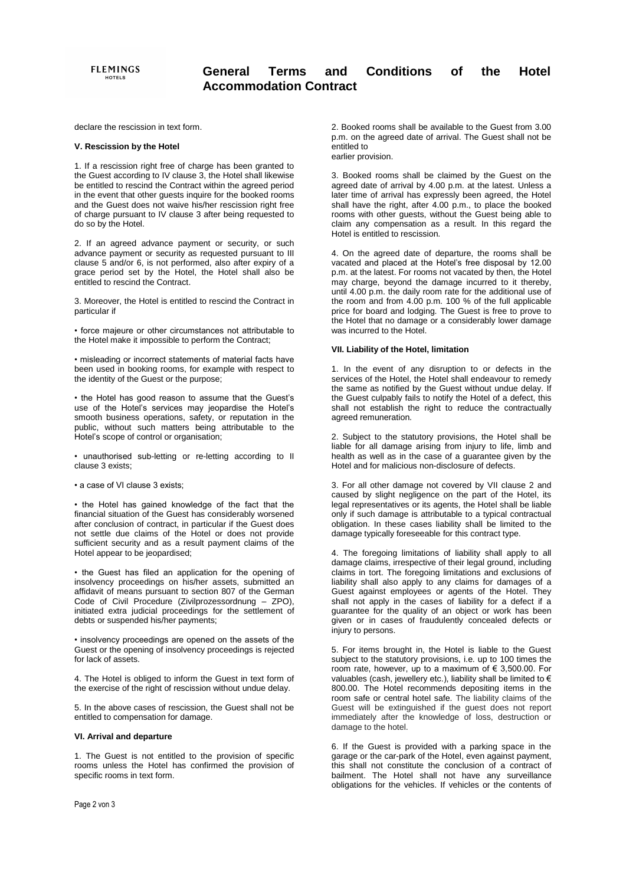declare the rescission in text form.

### V. Rescission by the Hotel

1. If a rescission right free of charge has been granted to the Guest according to IV clause 3, the Hotel shall likewise be entitled to rescind the Contract within the agreed period in the event that other guests inquire for the booked rooms and the Guest does not waive his/her rescission right free of charge pursuant to IV clause 3 after being requested to do so by the Hotel.

2. If an agreed advance payment or security, or such advance payment or security as requested pursuant to III clause 5 and/or 6, is not performed, also after expiry of a grace period set by the Hotel, the Hotel shall also be entitled to rescind the Contract.

3. Moreover, the Hotel is entitled to rescind the Contract in particular if

- force majeure or other circumstances not attributable to the Hotel make it impossible to perform the Contract;
- misleading or incorrect statements of material facts have been used in booking rooms, for example with respect to the identity of the Guest or the purpose;
- the Hotel has good reason to assume that the Guest's use of the Hotel's services may jeopardise the Hotel's smooth business operations, safety, or reputation in the public, without such matters being attributable to the Hotel's scope of control or organisation;
- unauthorised sub-letting or re-letting according to II clause 3 exists;
- a case of VI clause 3 exists;
- the Hotel has gained knowledge of the fact that the financial situation of the Guest has considerably worsened after conclusion of contract, in particular if the Guest does not settle due claims of the Hotel or does not provide sufficient security and as a result payment claims of the Hotel appear to be jeopardised;
- the Guest has filed an application for the opening of insolvency proceedings on his/her assets, submitted an affidavit of means pursuant to section 807 of the German Code of Civil Procedure (Zivilprozessordnung – ZPO), initiated extra judicial proceedings for the settlement of debts or suspended his/her payments;
- insolvency proceedings are opened on the assets of the Guest or the opening of insolvency proceedings is rejected for lack of assets.

4. The Hotel is obliged to inform the Guest in text form of the exercise of the right of rescission without undue delay.

5. In the above cases of rescission, the Guest shall not be entitled to compensation for damage.

### VI. Arrival and departure

1. The Guest is not entitled to the provision of specific rooms unless the Hotel has confirmed the provision of specific rooms in text form.

2. Booked rooms shall be available to the Guest from 3.00 p.m. on the agreed date of arrival. The Guest shall not be entitled to earlier provision.

3. Booked rooms shall be claimed by the Guest on the agreed date of arrival by 4.00 p.m. at the latest. Unless a later time of arrival has expressly been agreed, the Hotel shall have the right, after 4.00 p.m., to place the booked rooms with other guests, without the Guest being able to claim any compensation as a result. In this regard the Hotel is entitled to rescission.

4. On the agreed date of departure, the rooms shall be vacated and placed at the Hotel's free disposal by 12.00 p.m. at the latest. For rooms not vacated by then, the Hotel may charge, beyond the damage incurred to it thereby, until 4.00 p.m. the daily room rate for the additional use of the room and from 4.00 p.m. 100 % of the full applicable price for board and lodging. The Guest is free to prove to the Hotel that no damage or a considerably lower damage was incurred to the Hotel.

### VII. Liability of the Hotel, limitation

1. In the event of any disruption to or defects in the services of the Hotel, the Hotel shall endeavour to remedy the same as notified by the Guest without undue delay. If the Guest culpably fails to notify the Hotel of a defect, this shall not establish the right to reduce the contractually agreed remuneration.

2. Subject to the statutory provisions, the Hotel shall be liable for all damage arising from injury to life, limb and health as well as in the case of a guarantee given by the Hotel and for malicious non-disclosure of defects.

3. For all other damage not covered by VII clause 2 and caused by slight negligence on the part of the Hotel, its legal representatives or its agents, the Hotel shall be liable only if such damage is attributable to a typical contractual obligation. In these cases liability shall be limited to the damage typically foreseeable for this contract type.

4. The foregoing limitations of liability shall apply to all damage claims, irrespective of their legal ground, including claims in tort. The foregoing limitations and exclusions of liability shall also apply to any claims for damages of a Guest against employees or agents of the Hotel. They shall not apply in the cases of liability for a defect if a guarantee for the quality of an object or work has been given or in cases of fraudulently concealed defects or injury to persons.

5. For items brought in, the Hotel is liable to the Guest subject to the statutory provisions, i.e. up to 100 times the room rate, however, up to a maximum of € 3,500.00. For valuables (cash, jewellery etc.), liability shall be limited to € 800.00. The Hotel recommends depositing items in the room safe or central hotel safe. The liability claims of the Guest will be extinguished if the guest does not report immediately after the knowledge of loss, destruction or damage to the hotel.

6. If the Guest is provided with a parking space in the garage or the car-park of the Hotel, even against payment, this shall not constitute the conclusion of a contract of bailment. The Hotel shall not have any surveillance obligations for the vehicles. If vehicles or the contents of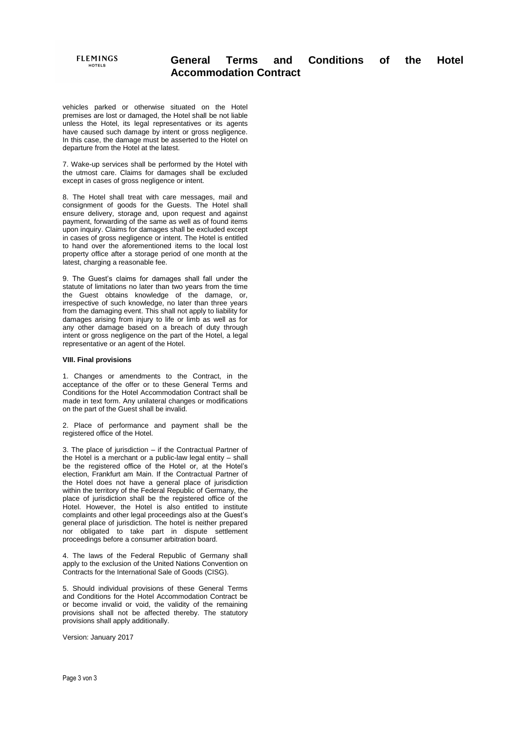vehicles parked or otherwise situated on the Hotel premises are lost or damaged, the Hotel shall be not liable unless the Hotel, its legal representatives or its agents have caused such damage by intent or gross negligence. In this case, the damage must be asserted to the Hotel on departure from the Hotel at the latest.

7. Wake-up services shall be performed by the Hotel with the utmost care. Claims for damages shall be excluded except in cases of gross negligence or intent.

8. The Hotel shall treat with care messages, mail and consignment of goods for the Guests. The Hotel shall ensure delivery, storage and, upon request and against payment, forwarding of the same as well as of found items upon inquiry. Claims for damages shall be excluded except in cases of gross negligence or intent. The Hotel is entitled to hand over the aforementioned items to the local lost property office after a storage period of one month at the latest, charging a reasonable fee.

9. The Guest's claims for damages shall fall under the statute of limitations no later than two years from the time the Guest obtains knowledge of the damage, or, irrespective of such knowledge, no later than three years from the damaging event. This shall not apply to liability for damages arising from injury to life or limb as well as for any other damage based on a breach of duty through intent or gross negligence on the part of the Hotel, a legal representative or an agent of the Hotel.

**VIII. Final provisions**

1. Changes or amendments to the Contract, in the acceptance of the offer or to these General Terms and Conditions for the Hotel Accommodation Contract shall be made in text form. Any unilateral changes or modifications on the part of the Guest shall be invalid.

2. Place of performance and payment shall be the registered office of the Hotel.

3. The place of jurisdiction – if the Contractual Partner of the Hotel is a merchant or a public-law legal entity – shall be the registered office of the Hotel or, at the Hotel's election, Frankfurt am Main. If the Contractual Partner of the Hotel does not have a general place of jurisdiction within the territory of the Federal Republic of Germany, the place of jurisdiction shall be the registered office of the Hotel. However, the Hotel is also entitled to institute complaints and other legal proceedings also at the Guest's general place of jurisdiction. The hotel is neither prepared nor obligated to take part in dispute settlement proceedings before a consumer arbitration board.

4. The laws of the Federal Republic of Germany shall apply to the exclusion of the United Nations Convention on Contracts for the International Sale of Goods (CISG).

5. Should individual provisions of these General Terms and Conditions for the Hotel Accommodation Contract be or become invalid or void, the validity of the remaining provisions shall not be affected thereby. The statutory provisions shall apply additionally.

Version: January 2017